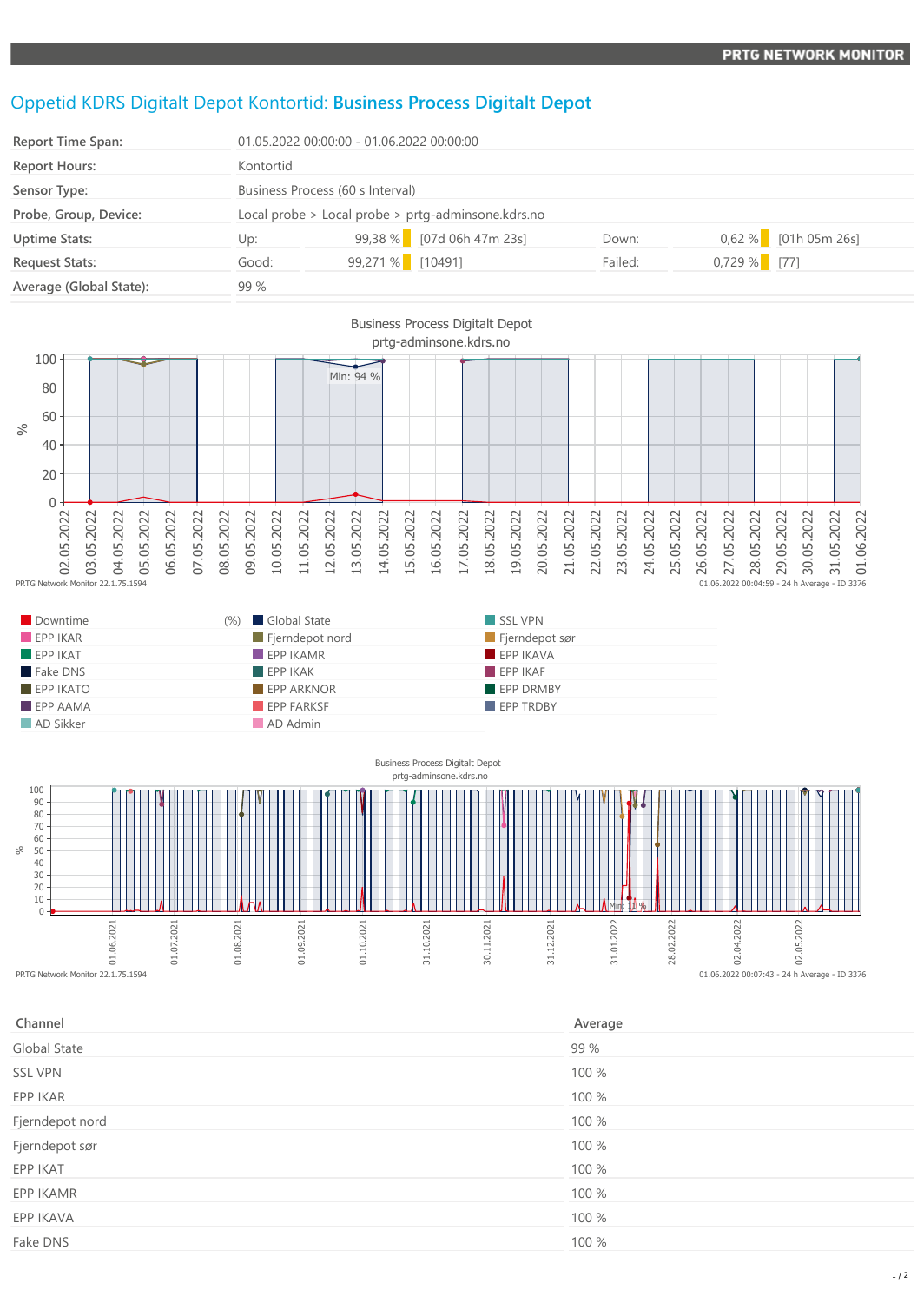PRTG NETWORK MONITOR

# Oppetid KDRS Digitalt Depot Kontortid: **Business Process Digitalt Depot**

| | | | | | |
|---|---|---|---|---|---|
| **Report Time Span:** | 01.05.2022 00:00:00 - 01.06.2022 00:00:00 | | | | |
| **Report Hours:** | Kontortid | | | | |
| **Sensor Type:** | Business Process (60 s Interval) | | | | |
| **Probe, Group, Device:** | Local probe > Local probe > prtg-adminsone.kdrs.no | | | | |
| **Uptime Stats:** | Up: 99,38 % | [07d 06h 47m 23s] | Down: | 0,62 % | [01h 05m 26s] |
| **Request Stats:** | Good: 99,271 % | [10491] | Failed: | 0,729 % | [77] |
| **Average (Global State):** | 99 % | | | | |

Business Process Digitalt Depot
prtg-adminsone.kdrs.no

PRTG Network Monitor 22.1.75.1594 — 01.06.2022 00:04:59 - 24 h Average - ID 3376

Legend: Downtime, EPP IKAR, EPP IKAT, Fake DNS, EPP IKATO, EPP AAMA, AD Sikker, (%) Global State, Fjerndepot nord, EPP IKAMR, EPP IKAK, EPP ARKNOR, EPP FARKSF, AD Admin, SSL VPN, Fjerndepot sør, EPP IKAVA, EPP IKAF, EPP DRMBY, EPP TRDBY

Business Process Digitalt Depot
prtg-adminsone.kdrs.no

PRTG Network Monitor 22.1.75.1594 — 01.06.2022 00:07:43 - 24 h Average - ID 3376

| Channel | Average |
|---|---|
| Global State | 99 % |
| SSL VPN | 100 % |
| EPP IKAR | 100 % |
| Fjerndepot nord | 100 % |
| Fjerndepot sør | 100 % |
| EPP IKAT | 100 % |
| EPP IKAMR | 100 % |
| EPP IKAVA | 100 % |
| Fake DNS | 100 % |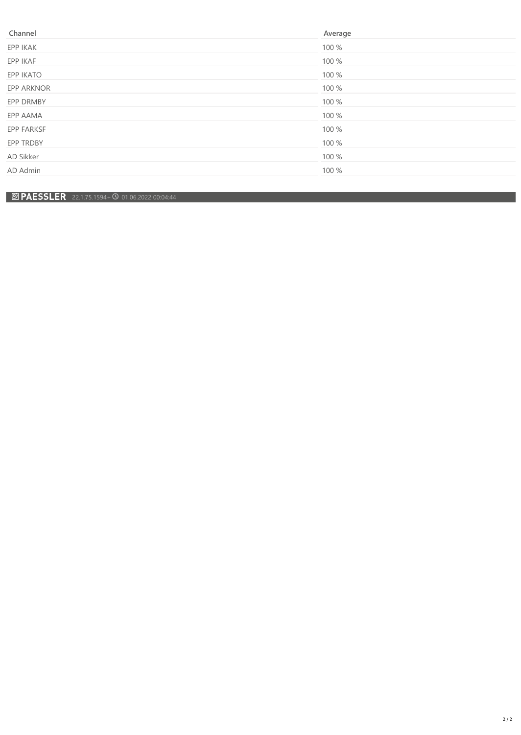| Channel | Average |
|---|---|
| EPP IKAK | 100 % |
| EPP IKAF | 100 % |
| EPP IKATO | 100 % |
| EPP ARKNOR | 100 % |
| EPP DRMBY | 100 % |
| EPP AAMA | 100 % |
| EPP FARKSF | 100 % |
| EPP TRDBY | 100 % |
| AD Sikker | 100 % |
| AD Admin | 100 % |

PAESSLER 22.1.75.1594+ 01.06.2022 00:04:44